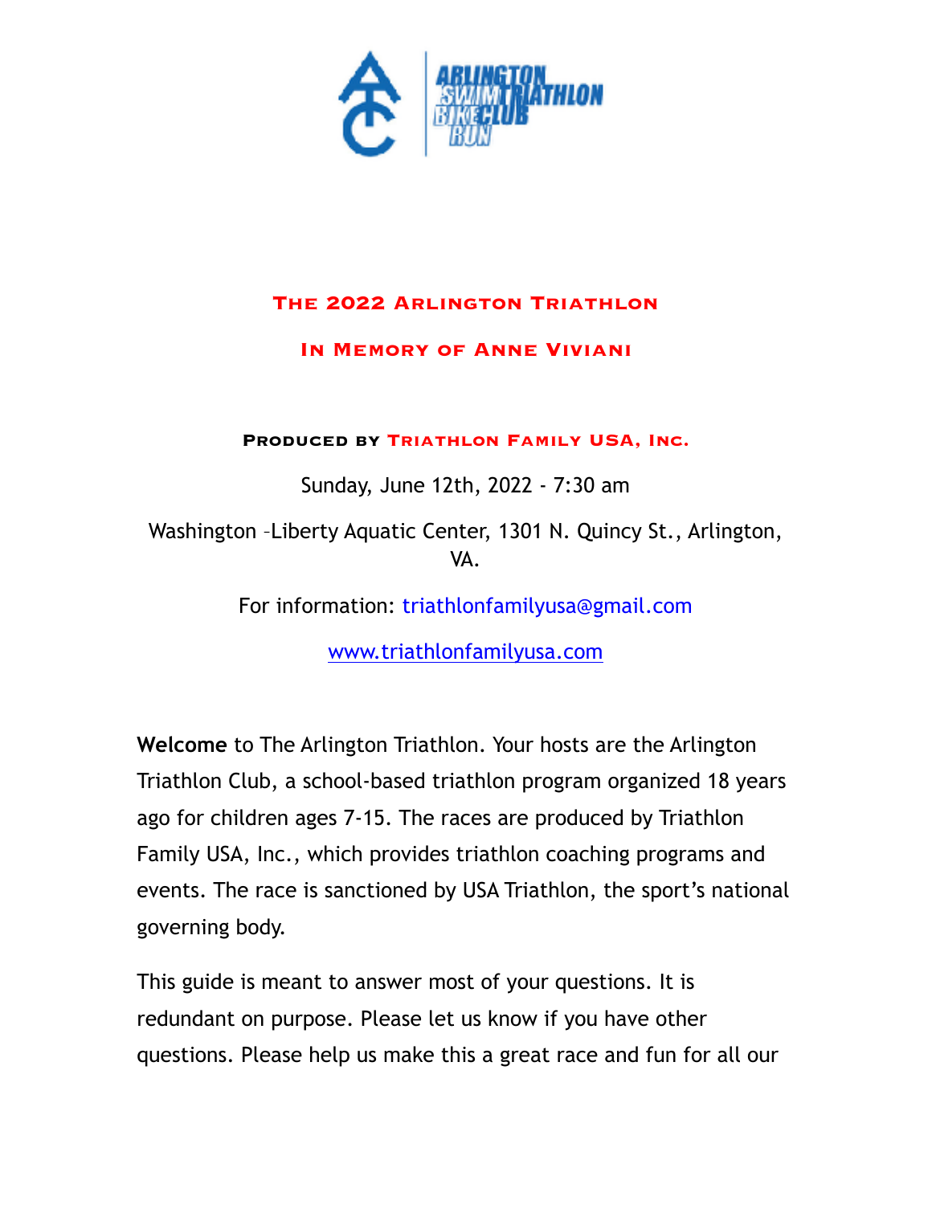# The 2022 Arlington Triathlon

## In Memory of Anne Viviani

**Produced by Triathlon Family USA, Inc.**

Sunday, June 12th, 2022 - 7:30 am

Washington –Liberty Aquatic Center, 1301 N. Quincy St., Arlington, VA.

For information: triathlonfamilyusa@gmail.com

www.triathlonfamilyusa.com

**Welcome** to The Arlington Triathlon. Your hosts are the Arlington Triathlon Club, a school-based triathlon program organized 18 years ago for children ages 7-15. The races are produced by Triathlon Family USA, Inc., which provides triathlon coaching programs and events. The race is sanctioned by USA Triathlon, the sport's national governing body.

This guide is meant to answer most of your questions. It is redundant on purpose. Please let us know if you have other questions. Please help us make this a great race and fun for all our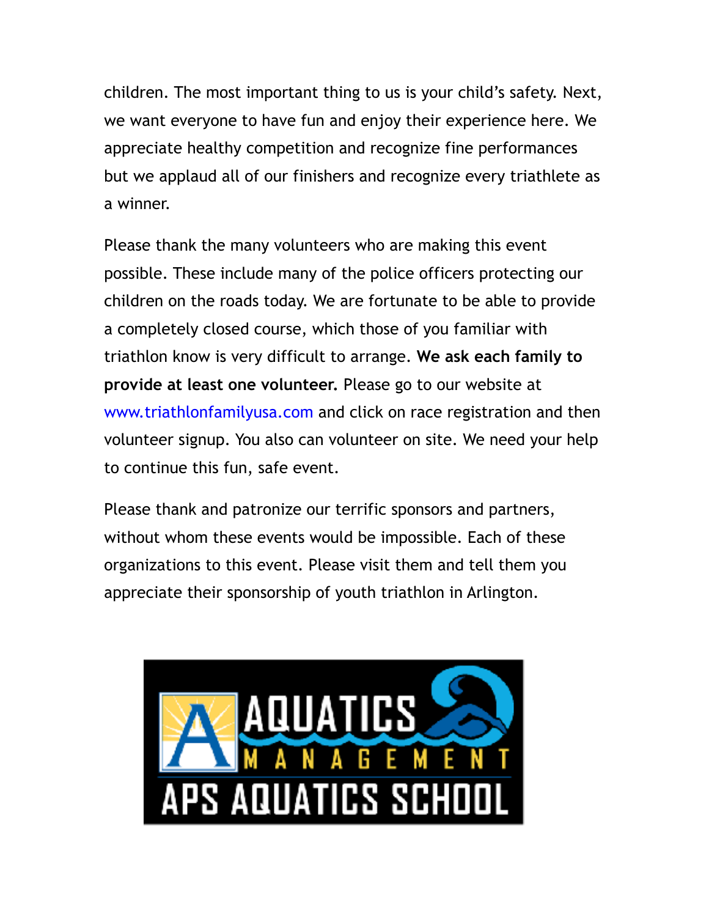children. The most important thing to us is your child's safety. Next, we want everyone to have fun and enjoy their experience here. We appreciate healthy competition and recognize fine performances but we applaud all of our finishers and recognize every triathlete as a winner.

Please thank the many volunteers who are making this event possible. These include many of the police officers protecting our children on the roads today. We are fortunate to be able to provide a completely closed course, which those of you familiar with triathlon know is very difficult to arrange. **We ask each family to provide at least one volunteer.** Please go to our website at www.triathlonfamilyusa.com and click on race registration and then volunteer signup. You also can volunteer on site. We need your help to continue this fun, safe event.

Please thank and patronize our terrific sponsors and partners, without whom these events would be impossible. Each of these organizations to this event. Please visit them and tell them you appreciate their sponsorship of youth triathlon in Arlington.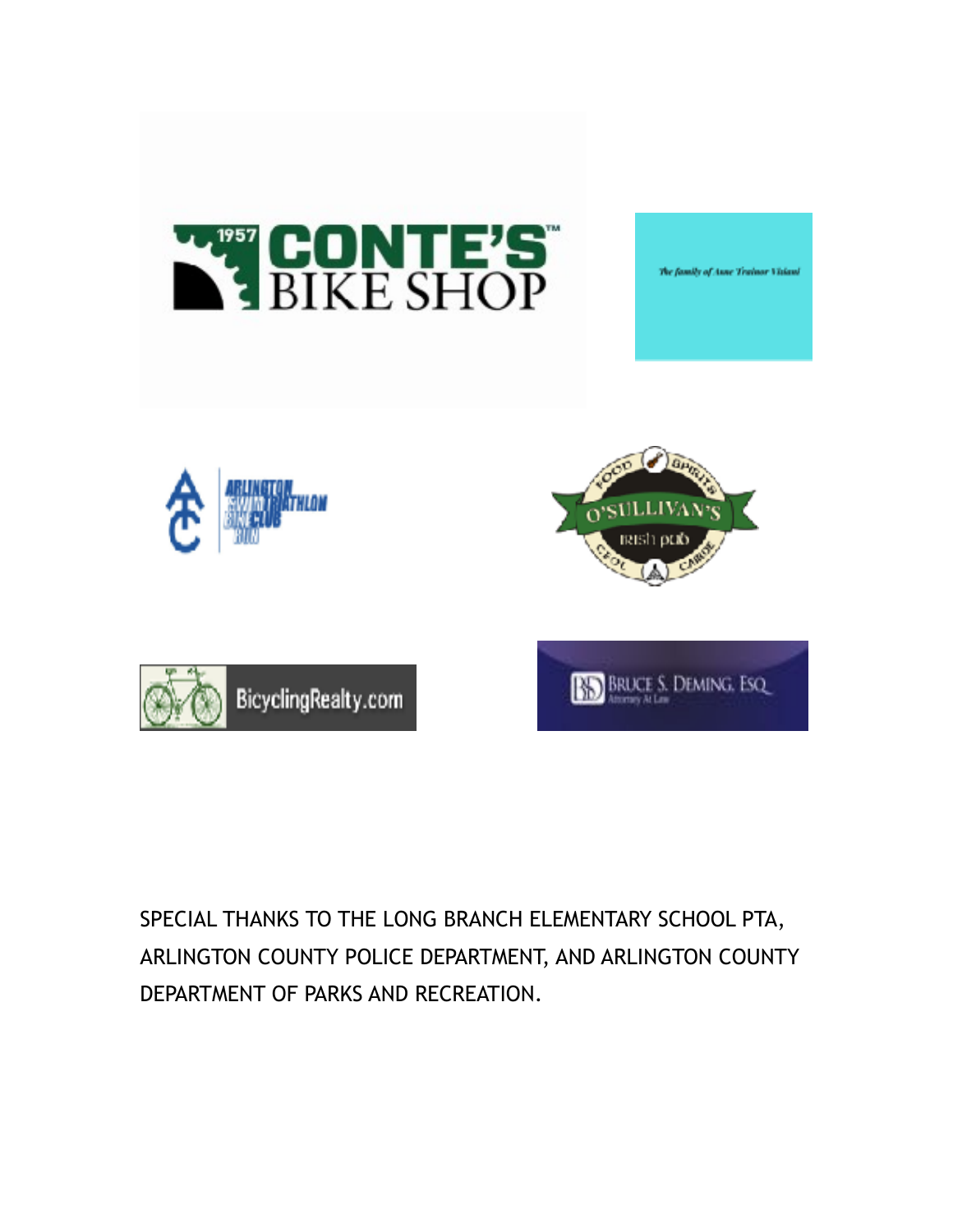1957 CONTE'S™ BIKE SHOP

The family of Anne Trainor Visiani

ARLINGTON SWIM BIKE RUN TRIATHLON CLUB

O'SULLIVAN'S Irish pub FOOD SPIRITS CEOL CAIRDE

BicyclingRealty.com

BRUCE S. DEMING, ESQ. Attorney At Law

SPECIAL THANKS TO THE LONG BRANCH ELEMENTARY SCHOOL PTA, ARLINGTON COUNTY POLICE DEPARTMENT, AND ARLINGTON COUNTY DEPARTMENT OF PARKS AND RECREATION.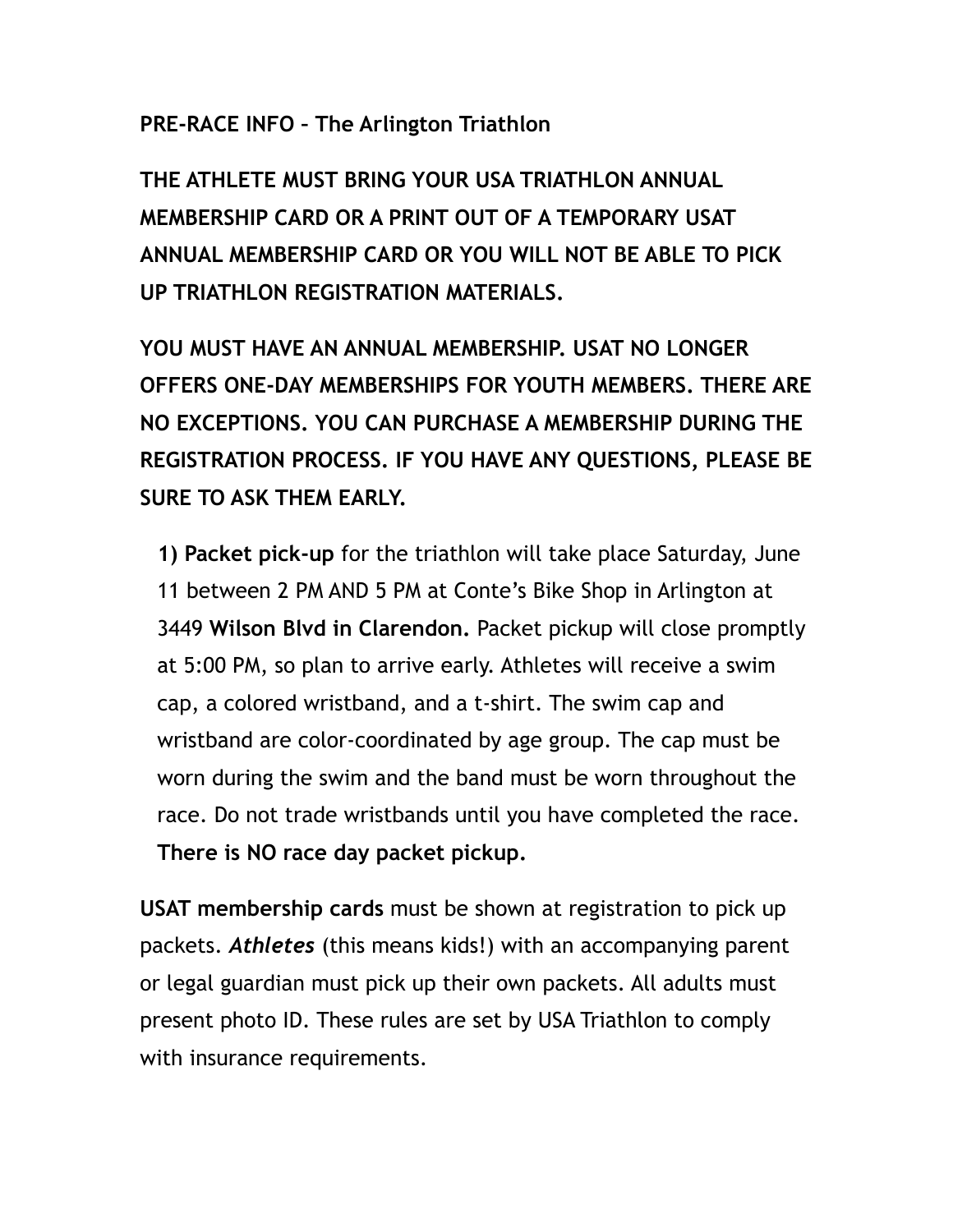**PRE-RACE INFO – The Arlington Triathlon**

**THE ATHLETE MUST BRING YOUR USA TRIATHLON ANNUAL MEMBERSHIP CARD OR A PRINT OUT OF A TEMPORARY USAT ANNUAL MEMBERSHIP CARD OR YOU WILL NOT BE ABLE TO PICK UP TRIATHLON REGISTRATION MATERIALS.**

**YOU MUST HAVE AN ANNUAL MEMBERSHIP. USAT NO LONGER OFFERS ONE-DAY MEMBERSHIPS FOR YOUTH MEMBERS. THERE ARE NO EXCEPTIONS. YOU CAN PURCHASE A MEMBERSHIP DURING THE REGISTRATION PROCESS. IF YOU HAVE ANY QUESTIONS, PLEASE BE SURE TO ASK THEM EARLY.**

1) **Packet pick-up** for the triathlon will take place Saturday, June 11 between 2 PM AND 5 PM at Conte's Bike Shop in Arlington at 3449 **Wilson Blvd in Clarendon.** Packet pickup will close promptly at 5:00 PM, so plan to arrive early. Athletes will receive a swim cap, a colored wristband, and a t-shirt. The swim cap and wristband are color-coordinated by age group. The cap must be worn during the swim and the band must be worn throughout the race. Do not trade wristbands until you have completed the race. **There is NO race day packet pickup.**

**USAT membership cards** must be shown at registration to pick up packets. ***Athletes*** (this means kids!) with an accompanying parent or legal guardian must pick up their own packets. All adults must present photo ID. These rules are set by USA Triathlon to comply with insurance requirements.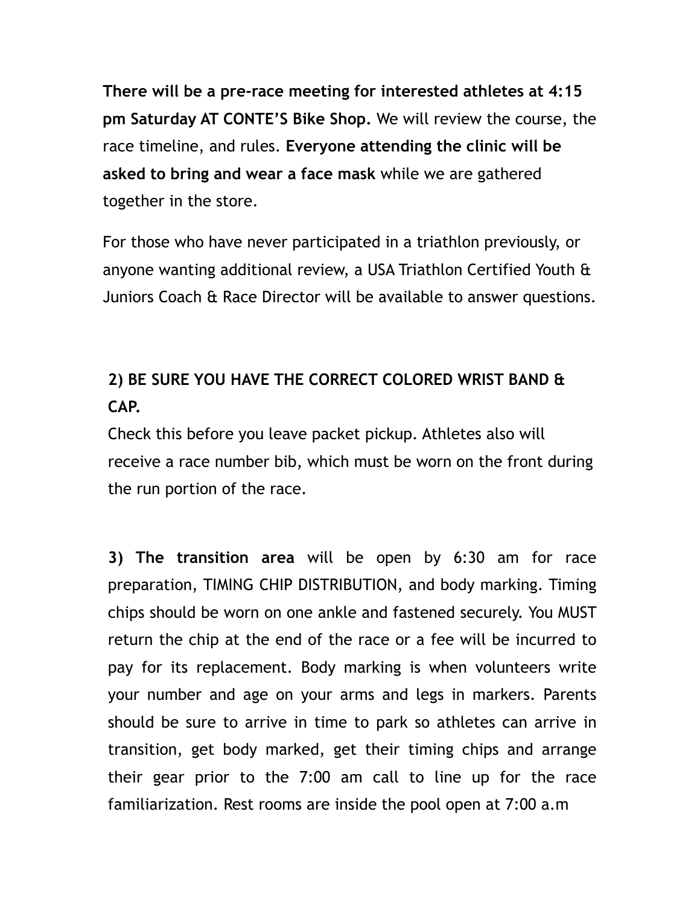**There will be a pre-race meeting for interested athletes at 4:15 pm Saturday AT CONTE'S Bike Shop.** We will review the course, the race timeline, and rules. **Everyone attending the clinic will be asked to bring and wear a face mask** while we are gathered together in the store.

For those who have never participated in a triathlon previously, or anyone wanting additional review, a USA Triathlon Certified Youth & Juniors Coach & Race Director will be available to answer questions.

**2) BE SURE YOU HAVE THE CORRECT COLORED WRIST BAND & CAP.**

Check this before you leave packet pickup. Athletes also will receive a race number bib, which must be worn on the front during the run portion of the race.

**3) The transition area** will be open by 6:30 am for race preparation, TIMING CHIP DISTRIBUTION, and body marking. Timing chips should be worn on one ankle and fastened securely. You MUST return the chip at the end of the race or a fee will be incurred to pay for its replacement. Body marking is when volunteers write your number and age on your arms and legs in markers. Parents should be sure to arrive in time to park so athletes can arrive in transition, get body marked, get their timing chips and arrange their gear prior to the 7:00 am call to line up for the race familiarization. Rest rooms are inside the pool open at 7:00 a.m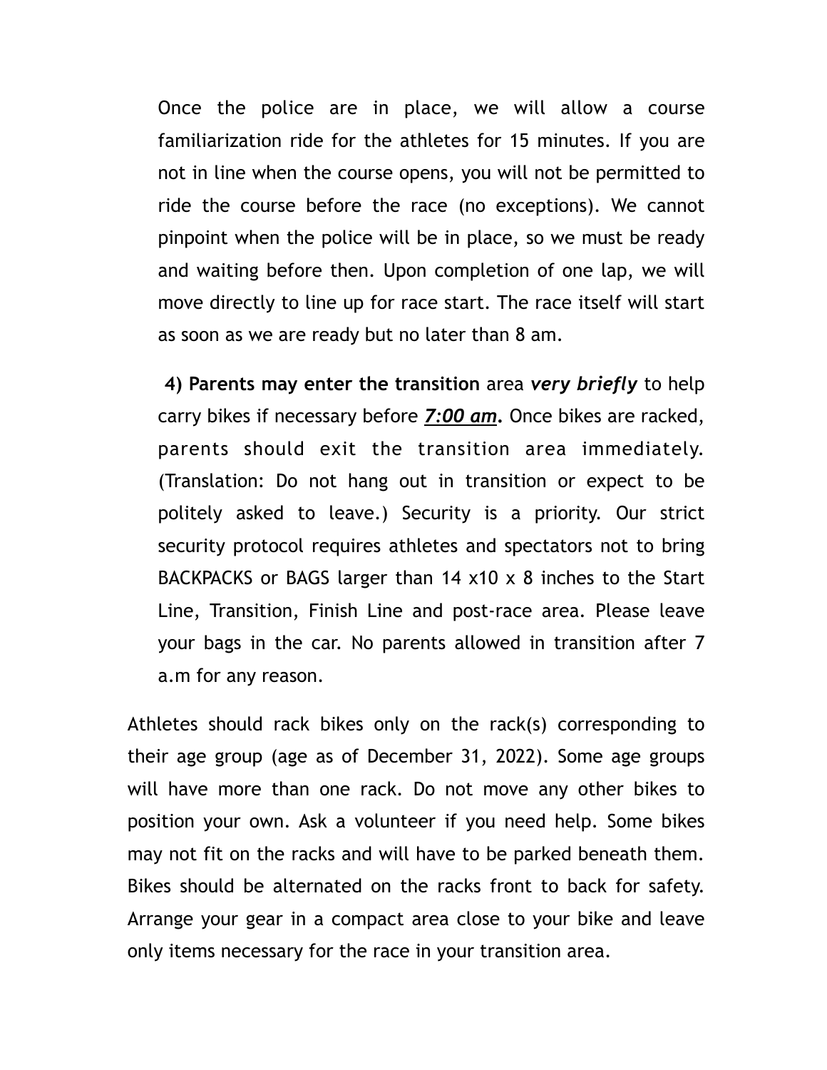Once the police are in place, we will allow a course familiarization ride for the athletes for 15 minutes. If you are not in line when the course opens, you will not be permitted to ride the course before the race (no exceptions). We cannot pinpoint when the police will be in place, so we must be ready and waiting before then. Upon completion of one lap, we will move directly to line up for race start. The race itself will start as soon as we are ready but no later than 8 am.

**4) Parents may enter the transition** area ***very briefly*** to help carry bikes if necessary before ***<u>7:00 am</u>*.** Once bikes are racked, parents should exit the transition area immediately. (Translation: Do not hang out in transition or expect to be politely asked to leave.) Security is a priority. Our strict security protocol requires athletes and spectators not to bring BACKPACKS or BAGS larger than 14 x10 x 8 inches to the Start Line, Transition, Finish Line and post-race area. Please leave your bags in the car. No parents allowed in transition after 7 a.m for any reason.

Athletes should rack bikes only on the rack(s) corresponding to their age group (age as of December 31, 2022). Some age groups will have more than one rack. Do not move any other bikes to position your own. Ask a volunteer if you need help. Some bikes may not fit on the racks and will have to be parked beneath them. Bikes should be alternated on the racks front to back for safety. Arrange your gear in a compact area close to your bike and leave only items necessary for the race in your transition area.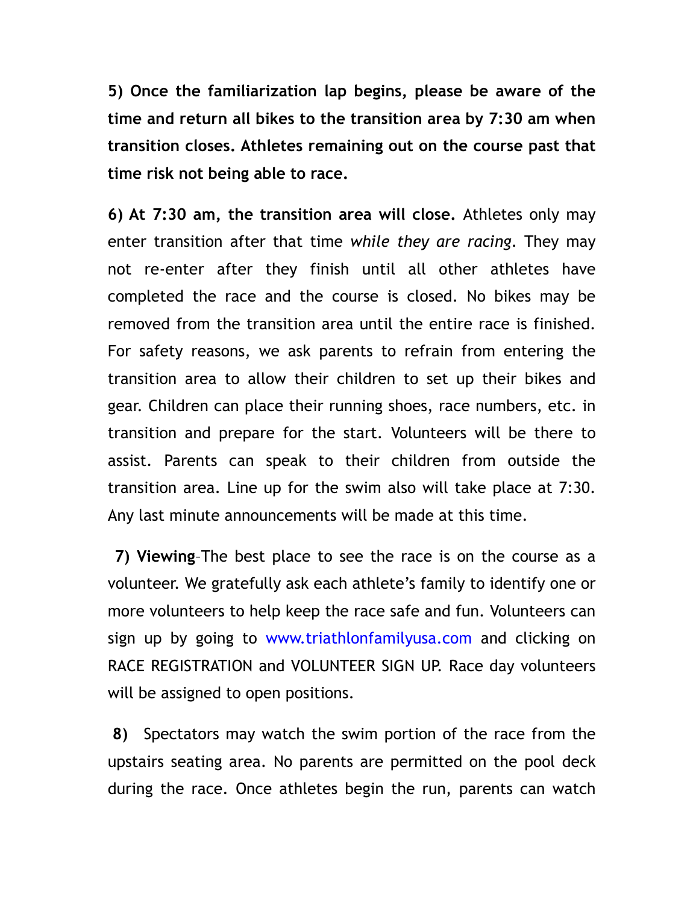**5) Once the familiarization lap begins, please be aware of the time and return all bikes to the transition area by 7:30 am when transition closes. Athletes remaining out on the course past that time risk not being able to race.**

**6) At 7:30 am, the transition area will close.** Athletes only may enter transition after that time *while they are racing*. They may not re-enter after they finish until all other athletes have completed the race and the course is closed. No bikes may be removed from the transition area until the entire race is finished. For safety reasons, we ask parents to refrain from entering the transition area to allow their children to set up their bikes and gear. Children can place their running shoes, race numbers, etc. in transition and prepare for the start. Volunteers will be there to assist. Parents can speak to their children from outside the transition area. Line up for the swim also will take place at 7:30. Any last minute announcements will be made at this time.

**7) Viewing**–The best place to see the race is on the course as a volunteer. We gratefully ask each athlete's family to identify one or more volunteers to help keep the race safe and fun. Volunteers can sign up by going to www.triathlonfamilyusa.com and clicking on RACE REGISTRATION and VOLUNTEER SIGN UP. Race day volunteers will be assigned to open positions.

**8)** Spectators may watch the swim portion of the race from the upstairs seating area. No parents are permitted on the pool deck during the race. Once athletes begin the run, parents can watch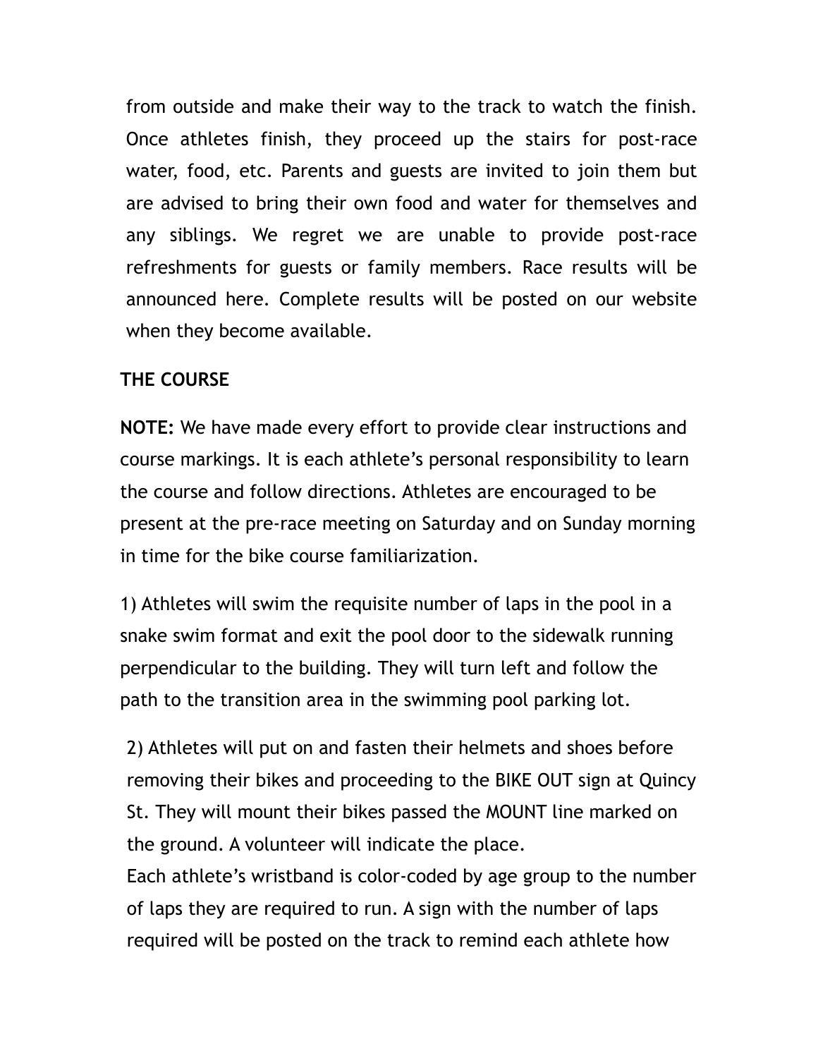from outside and make their way to the track to watch the finish. Once athletes finish, they proceed up the stairs for post-race water, food, etc. Parents and guests are invited to join them but are advised to bring their own food and water for themselves and any siblings. We regret we are unable to provide post-race refreshments for guests or family members. Race results will be announced here. Complete results will be posted on our website when they become available.

**THE COURSE**

**NOTE:** We have made every effort to provide clear instructions and course markings. It is each athlete's personal responsibility to learn the course and follow directions. Athletes are encouraged to be present at the pre-race meeting on Saturday and on Sunday morning in time for the bike course familiarization.

1) Athletes will swim the requisite number of laps in the pool in a snake swim format and exit the pool door to the sidewalk running perpendicular to the building. They will turn left and follow the path to the transition area in the swimming pool parking lot.

2) Athletes will put on and fasten their helmets and shoes before removing their bikes and proceeding to the BIKE OUT sign at Quincy St. They will mount their bikes passed the MOUNT line marked on the ground. A volunteer will indicate the place.
Each athlete's wristband is color-coded by age group to the number of laps they are required to run. A sign with the number of laps required will be posted on the track to remind each athlete how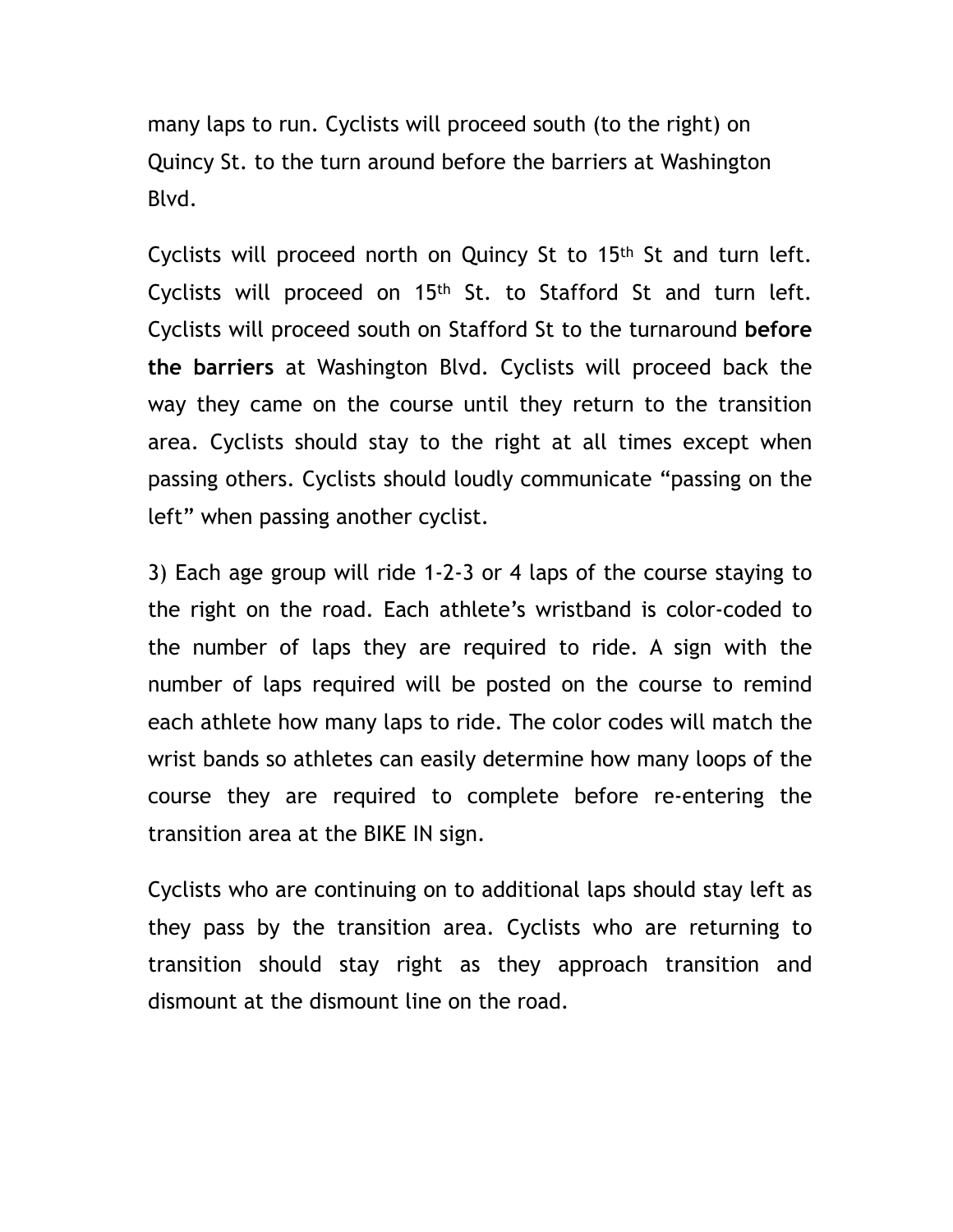many laps to run. Cyclists will proceed south (to the right) on Quincy St. to the turn around before the barriers at Washington Blvd.

Cyclists will proceed north on Quincy St to 15th St and turn left. Cyclists will proceed on 15th St. to Stafford St and turn left. Cyclists will proceed south on Stafford St to the turnaround **before the barriers** at Washington Blvd. Cyclists will proceed back the way they came on the course until they return to the transition area. Cyclists should stay to the right at all times except when passing others. Cyclists should loudly communicate "passing on the left" when passing another cyclist.

3) Each age group will ride 1-2-3 or 4 laps of the course staying to the right on the road. Each athlete's wristband is color-coded to the number of laps they are required to ride. A sign with the number of laps required will be posted on the course to remind each athlete how many laps to ride. The color codes will match the wrist bands so athletes can easily determine how many loops of the course they are required to complete before re-entering the transition area at the BIKE IN sign.

Cyclists who are continuing on to additional laps should stay left as they pass by the transition area. Cyclists who are returning to transition should stay right as they approach transition and dismount at the dismount line on the road.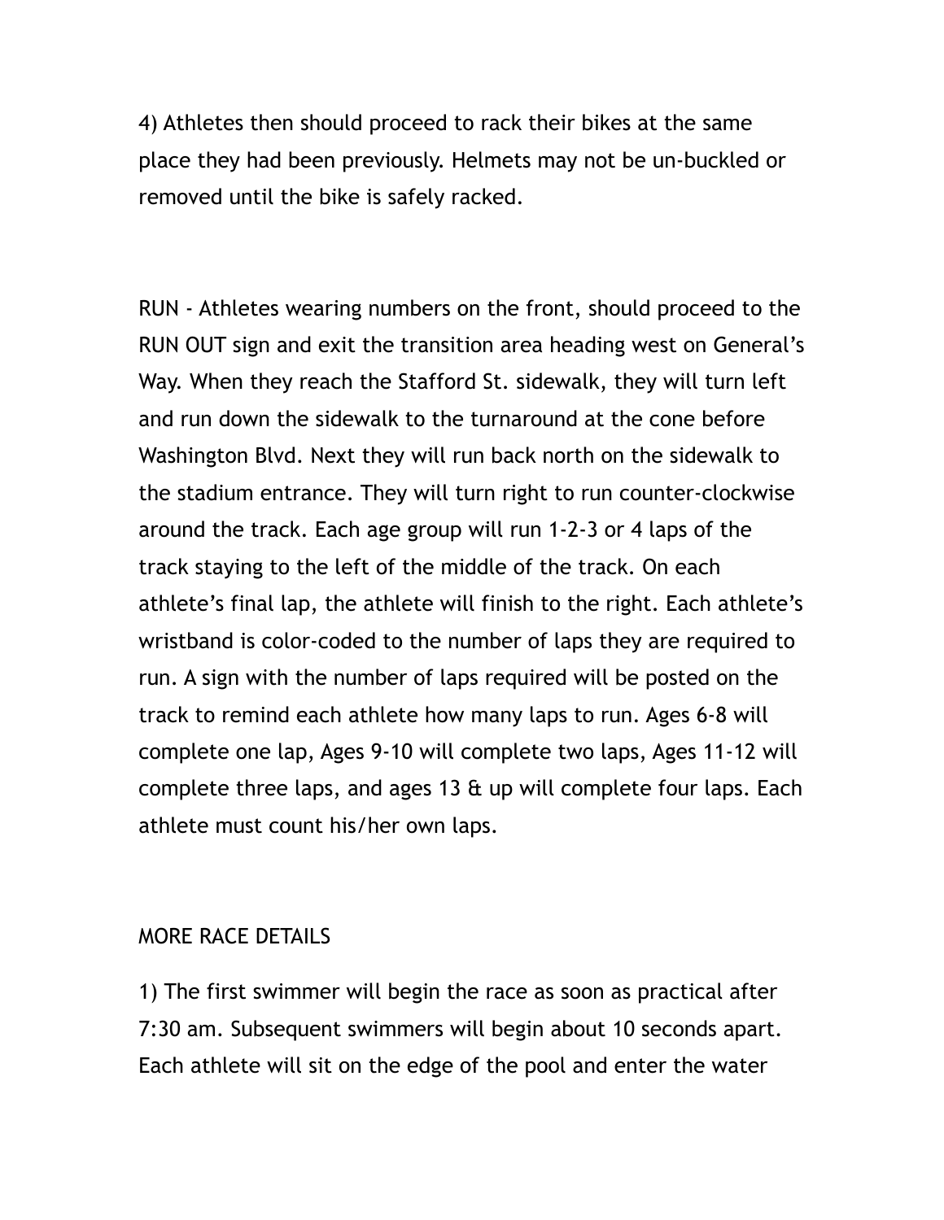4) Athletes then should proceed to rack their bikes at the same place they had been previously. Helmets may not be un-buckled or removed until the bike is safely racked.

RUN - Athletes wearing numbers on the front, should proceed to the RUN OUT sign and exit the transition area heading west on General's Way. When they reach the Stafford St. sidewalk, they will turn left and run down the sidewalk to the turnaround at the cone before Washington Blvd. Next they will run back north on the sidewalk to the stadium entrance. They will turn right to run counter-clockwise around the track. Each age group will run 1-2-3 or 4 laps of the track staying to the left of the middle of the track. On each athlete's final lap, the athlete will finish to the right. Each athlete's wristband is color-coded to the number of laps they are required to run. A sign with the number of laps required will be posted on the track to remind each athlete how many laps to run. Ages 6-8 will complete one lap, Ages 9-10 will complete two laps, Ages 11-12 will complete three laps, and ages 13 & up will complete four laps. Each athlete must count his/her own laps.

MORE RACE DETAILS

1) The first swimmer will begin the race as soon as practical after 7:30 am. Subsequent swimmers will begin about 10 seconds apart. Each athlete will sit on the edge of the pool and enter the water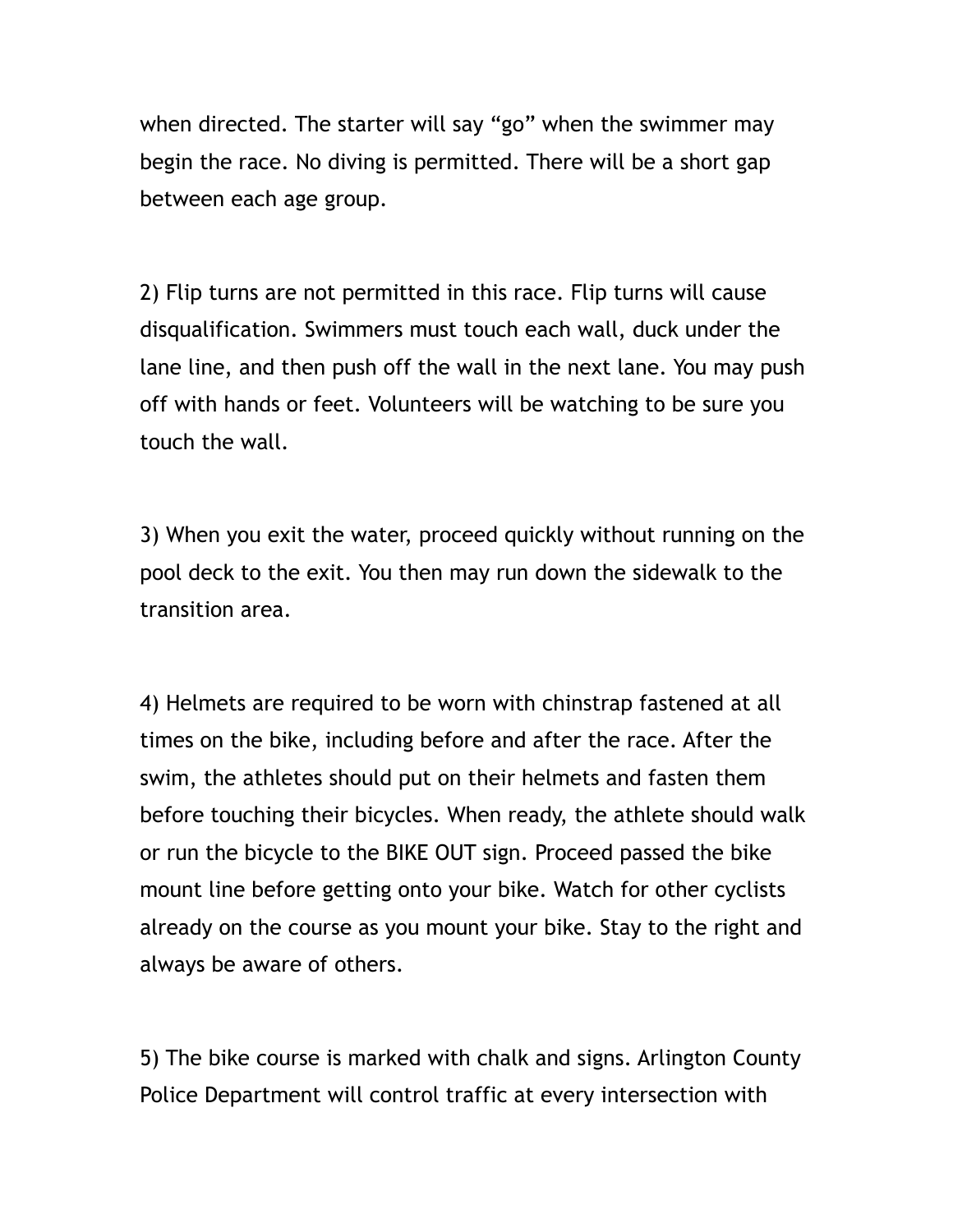when directed. The starter will say “go” when the swimmer may begin the race. No diving is permitted. There will be a short gap between each age group.

2) Flip turns are not permitted in this race. Flip turns will cause disqualification. Swimmers must touch each wall, duck under the lane line, and then push off the wall in the next lane. You may push off with hands or feet. Volunteers will be watching to be sure you touch the wall.

3) When you exit the water, proceed quickly without running on the pool deck to the exit. You then may run down the sidewalk to the transition area.

4) Helmets are required to be worn with chinstrap fastened at all times on the bike, including before and after the race. After the swim, the athletes should put on their helmets and fasten them before touching their bicycles. When ready, the athlete should walk or run the bicycle to the BIKE OUT sign. Proceed passed the bike mount line before getting onto your bike. Watch for other cyclists already on the course as you mount your bike. Stay to the right and always be aware of others.

5) The bike course is marked with chalk and signs. Arlington County Police Department will control traffic at every intersection with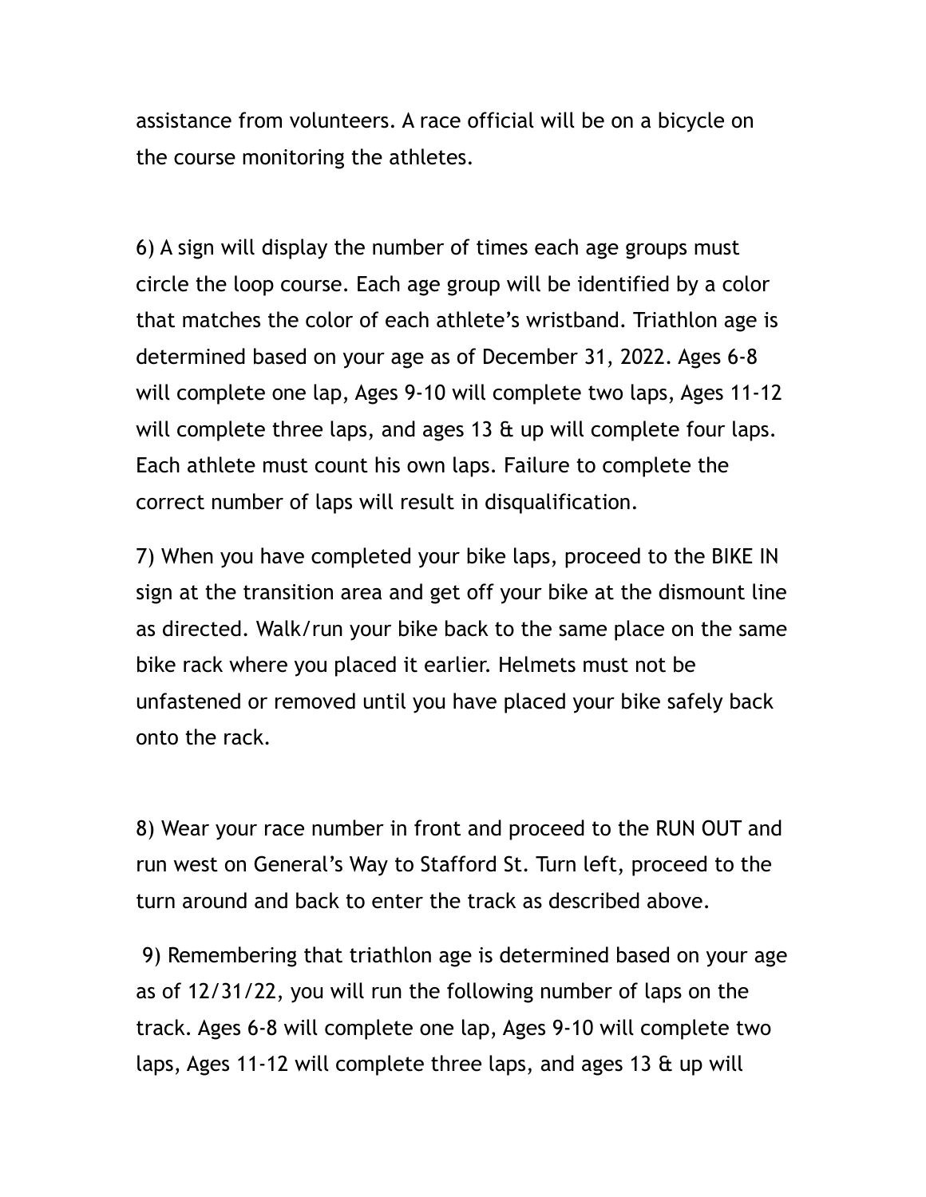assistance from volunteers. A race official will be on a bicycle on the course monitoring the athletes.

6) A sign will display the number of times each age groups must circle the loop course. Each age group will be identified by a color that matches the color of each athlete's wristband. Triathlon age is determined based on your age as of December 31, 2022. Ages 6-8 will complete one lap, Ages 9-10 will complete two laps, Ages 11-12 will complete three laps, and ages 13 & up will complete four laps. Each athlete must count his own laps. Failure to complete the correct number of laps will result in disqualification.

7) When you have completed your bike laps, proceed to the BIKE IN sign at the transition area and get off your bike at the dismount line as directed. Walk/run your bike back to the same place on the same bike rack where you placed it earlier. Helmets must not be unfastened or removed until you have placed your bike safely back onto the rack.

8) Wear your race number in front and proceed to the RUN OUT and run west on General's Way to Stafford St. Turn left, proceed to the turn around and back to enter the track as described above.

9) Remembering that triathlon age is determined based on your age as of 12/31/22, you will run the following number of laps on the track. Ages 6-8 will complete one lap, Ages 9-10 will complete two laps, Ages 11-12 will complete three laps, and ages 13 & up will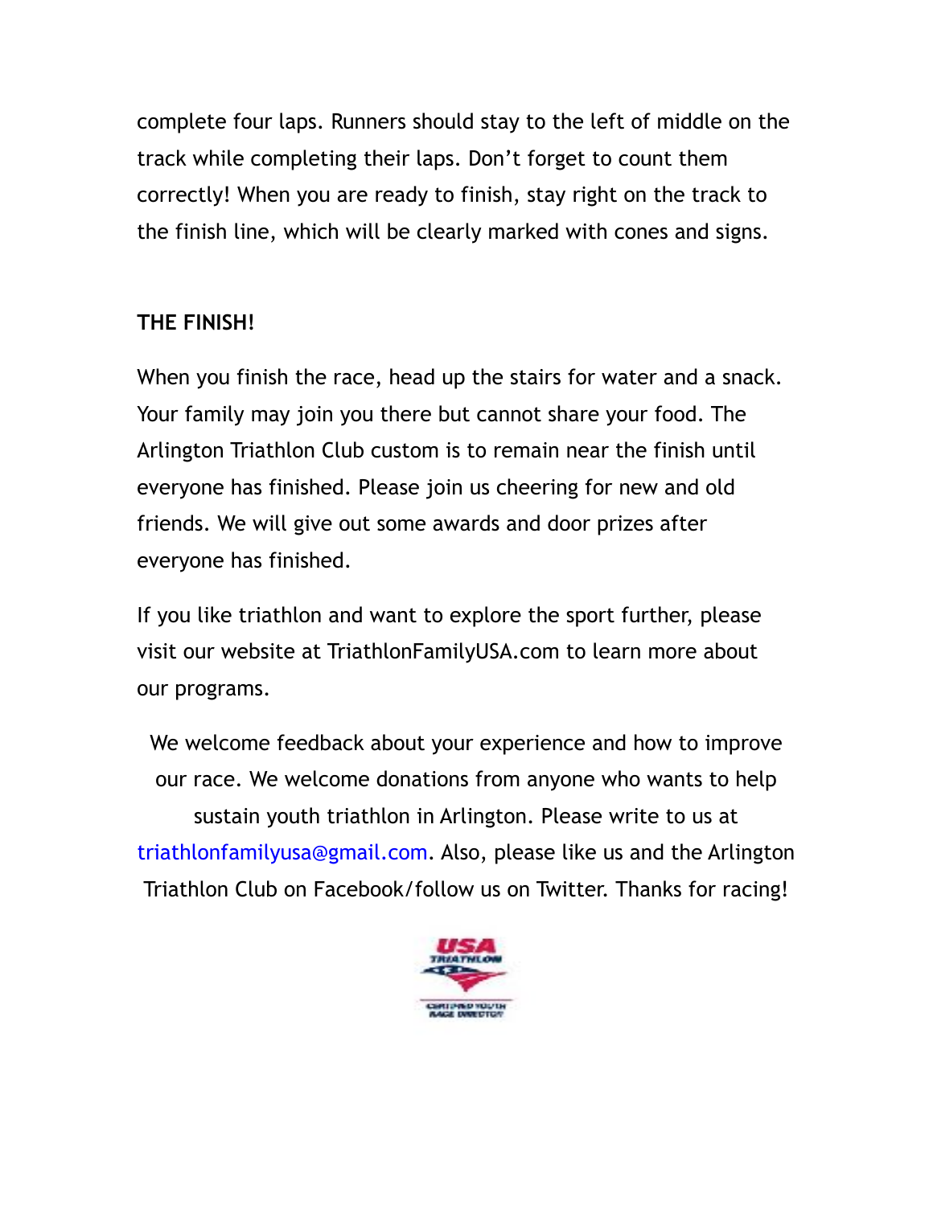complete four laps. Runners should stay to the left of middle on the track while completing their laps. Don't forget to count them correctly! When you are ready to finish, stay right on the track to the finish line, which will be clearly marked with cones and signs.

**THE FINISH!**

When you finish the race, head up the stairs for water and a snack. Your family may join you there but cannot share your food. The Arlington Triathlon Club custom is to remain near the finish until everyone has finished. Please join us cheering for new and old friends. We will give out some awards and door prizes after everyone has finished.

If you like triathlon and want to explore the sport further, please visit our website at TriathlonFamilyUSA.com to learn more about our programs.

We welcome feedback about your experience and how to improve our race. We welcome donations from anyone who wants to help sustain youth triathlon in Arlington. Please write to us at triathlonfamilyusa@gmail.com. Also, please like us and the Arlington Triathlon Club on Facebook/follow us on Twitter. Thanks for racing!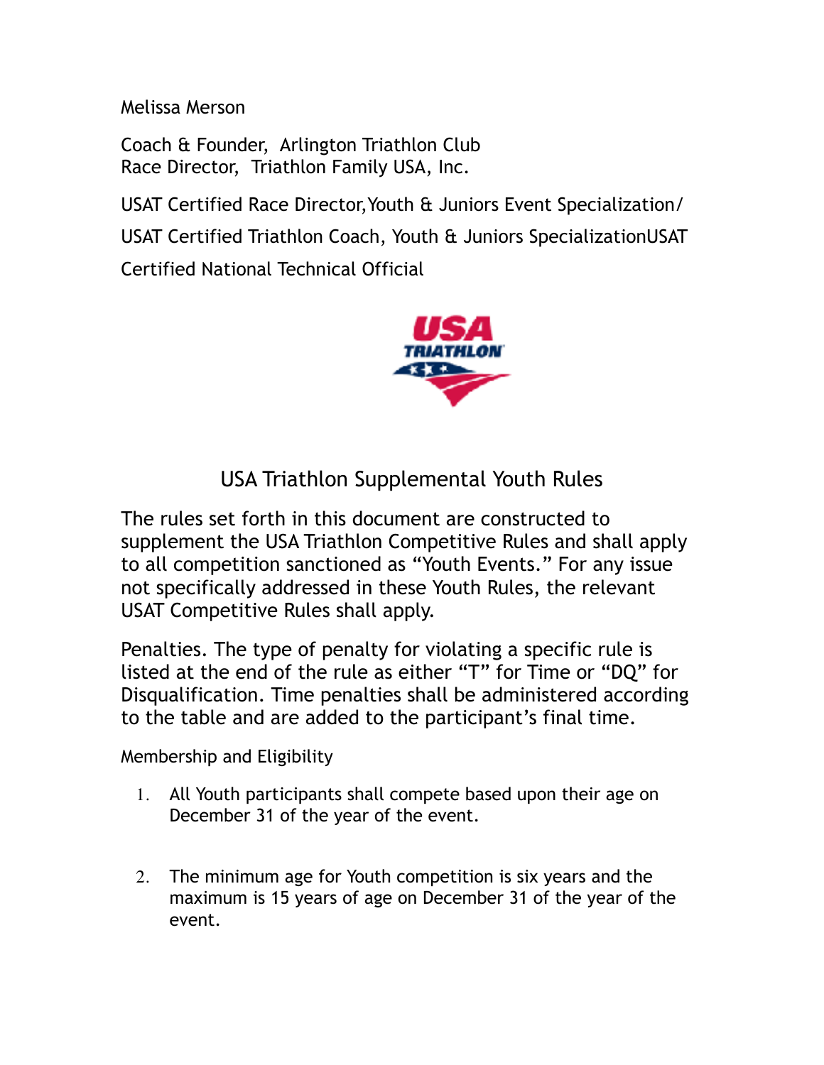Melissa Merson

Coach & Founder,  Arlington Triathlon Club
Race Director,  Triathlon Family USA, Inc.

USAT Certified Race Director,Youth & Juniors Event Specialization/

USAT Certified Triathlon Coach, Youth & Juniors SpecializationUSAT

Certified National Technical Official

## USA Triathlon Supplemental Youth Rules

The rules set forth in this document are constructed to supplement the USA Triathlon Competitive Rules and shall apply to all competition sanctioned as "Youth Events." For any issue not specifically addressed in these Youth Rules, the relevant USAT Competitive Rules shall apply.

Penalties. The type of penalty for violating a specific rule is listed at the end of the rule as either "T" for Time or "DQ" for Disqualification. Time penalties shall be administered according to the table and are added to the participant's final time.

Membership and Eligibility

1. All Youth participants shall compete based upon their age on December 31 of the year of the event.

2. The minimum age for Youth competition is six years and the maximum is 15 years of age on December 31 of the year of the event.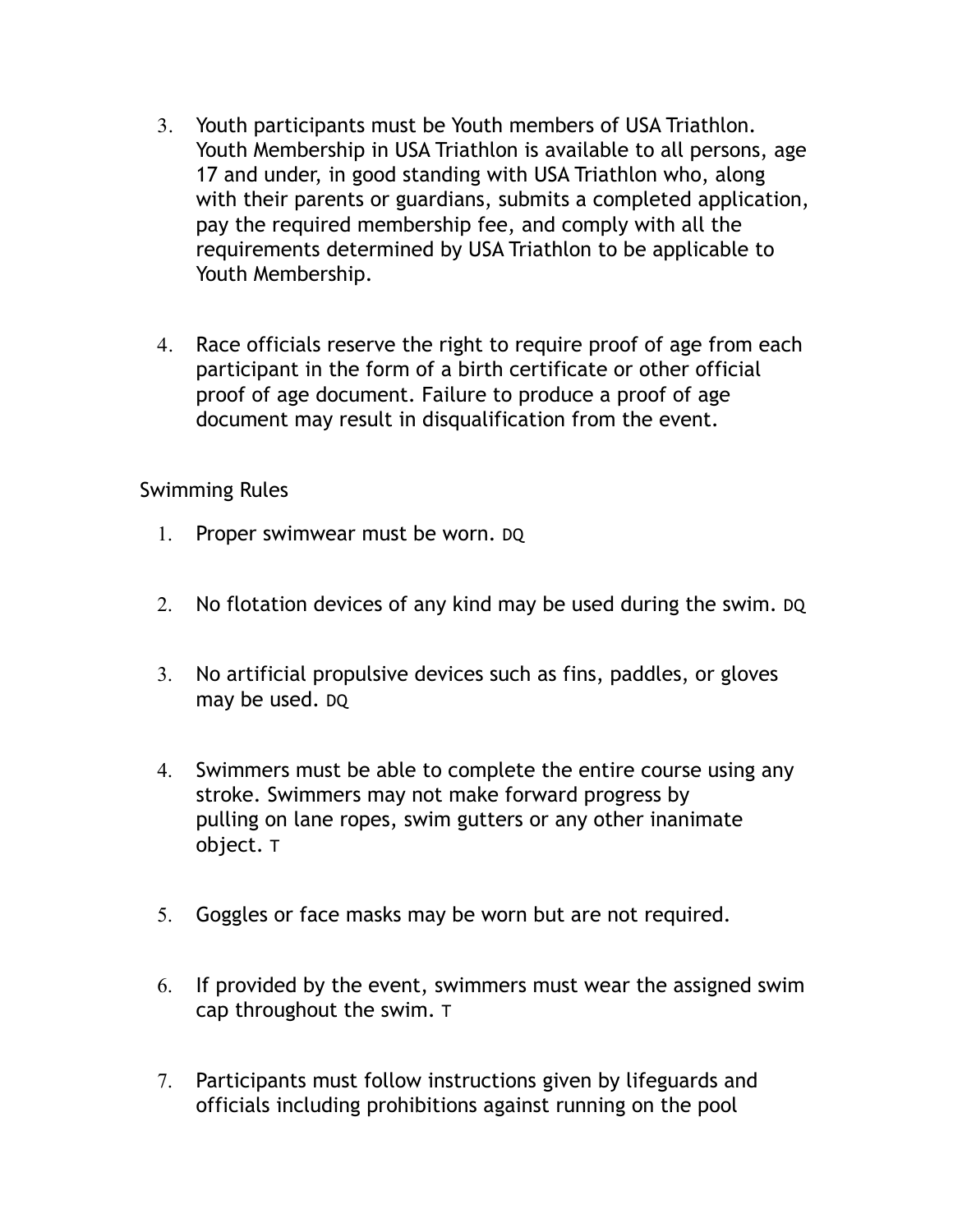3. Youth participants must be Youth members of USA Triathlon. Youth Membership in USA Triathlon is available to all persons, age 17 and under, in good standing with USA Triathlon who, along with their parents or guardians, submits a completed application, pay the required membership fee, and comply with all the requirements determined by USA Triathlon to be applicable to Youth Membership.

4. Race officials reserve the right to require proof of age from each participant in the form of a birth certificate or other official proof of age document. Failure to produce a proof of age document may result in disqualification from the event.

Swimming Rules

1. Proper swimwear must be worn. DQ

2. No flotation devices of any kind may be used during the swim. DQ

3. No artificial propulsive devices such as fins, paddles, or gloves may be used. DQ

4. Swimmers must be able to complete the entire course using any stroke. Swimmers may not make forward progress by pulling on lane ropes, swim gutters or any other inanimate object. T

5. Goggles or face masks may be worn but are not required.

6. If provided by the event, swimmers must wear the assigned swim cap throughout the swim. T

7. Participants must follow instructions given by lifeguards and officials including prohibitions against running on the pool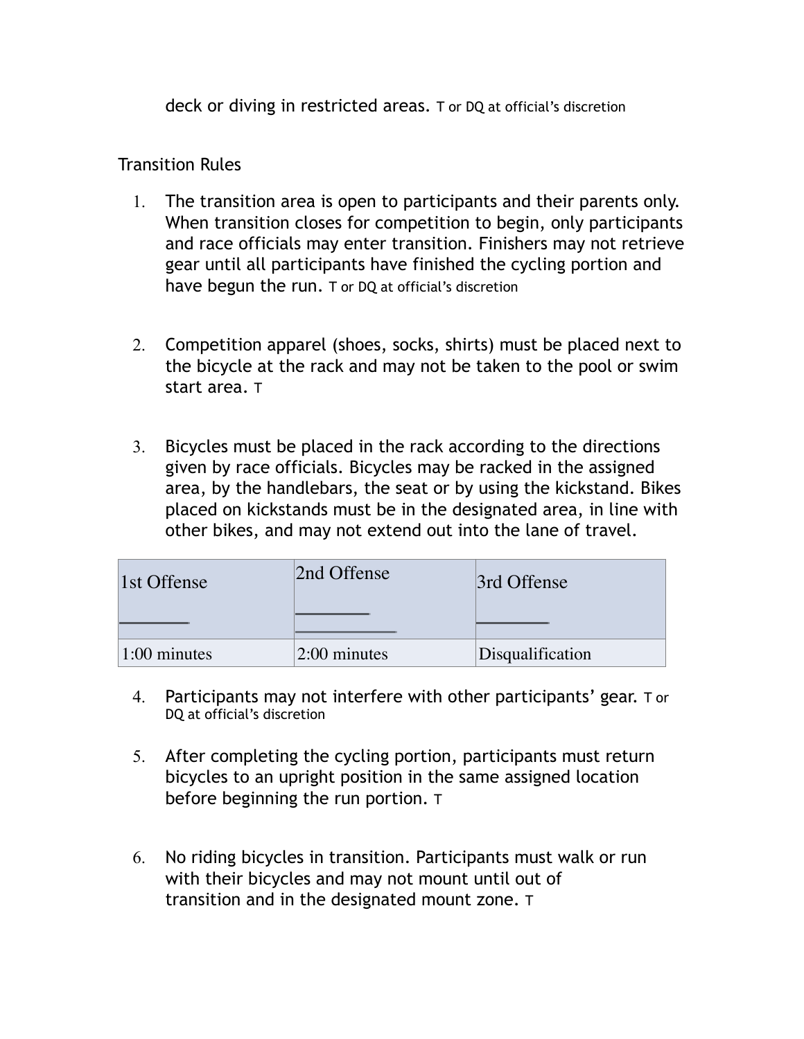deck or diving in restricted areas. T or DQ at official's discretion

Transition Rules

1. The transition area is open to participants and their parents only. When transition closes for competition to begin, only participants and race officials may enter transition. Finishers may not retrieve gear until all participants have finished the cycling portion and have begun the run. T or DQ at official's discretion

2. Competition apparel (shoes, socks, shirts) must be placed next to the bicycle at the rack and may not be taken to the pool or swim start area. T

3. Bicycles must be placed in the rack according to the directions given by race officials. Bicycles may be racked in the assigned area, by the handlebars, the seat or by using the kickstand. Bikes placed on kickstands must be in the designated area, in line with other bikes, and may not extend out into the lane of travel.

| 1st Offense | 2nd Offense | 3rd Offense |
|---|---|---|
| 1:00 minutes | 2:00 minutes | Disqualification |

4. Participants may not interfere with other participants' gear. T or DQ at official's discretion

5. After completing the cycling portion, participants must return bicycles to an upright position in the same assigned location before beginning the run portion. T

6. No riding bicycles in transition. Participants must walk or run with their bicycles and may not mount until out of transition and in the designated mount zone. T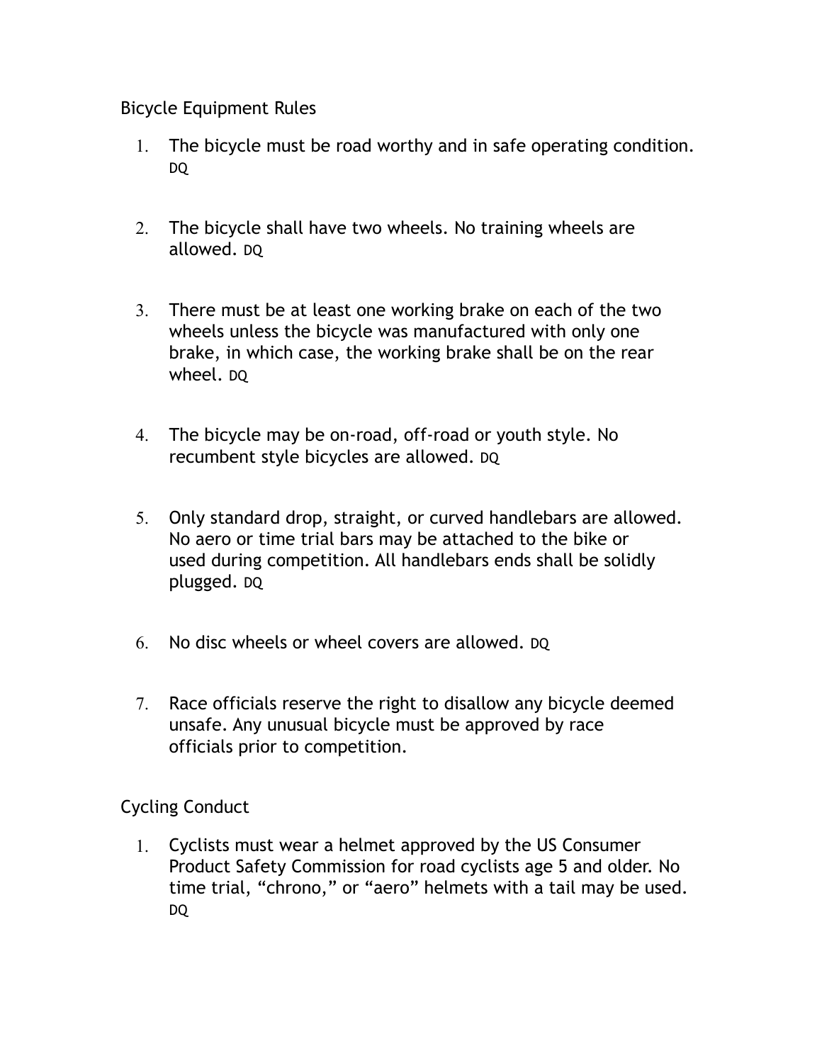## Bicycle Equipment Rules

1. The bicycle must be road worthy and in safe operating condition. DQ

2. The bicycle shall have two wheels. No training wheels are allowed. DQ

3. There must be at least one working brake on each of the two wheels unless the bicycle was manufactured with only one brake, in which case, the working brake shall be on the rear wheel. DQ

4. The bicycle may be on-road, off-road or youth style. No recumbent style bicycles are allowed. DQ

5. Only standard drop, straight, or curved handlebars are allowed. No aero or time trial bars may be attached to the bike or used during competition. All handlebars ends shall be solidly plugged. DQ

6. No disc wheels or wheel covers are allowed. DQ

7. Race officials reserve the right to disallow any bicycle deemed unsafe. Any unusual bicycle must be approved by race officials prior to competition.

## Cycling Conduct

1. Cyclists must wear a helmet approved by the US Consumer Product Safety Commission for road cyclists age 5 and older. No time trial, "chrono," or "aero" helmets with a tail may be used. DQ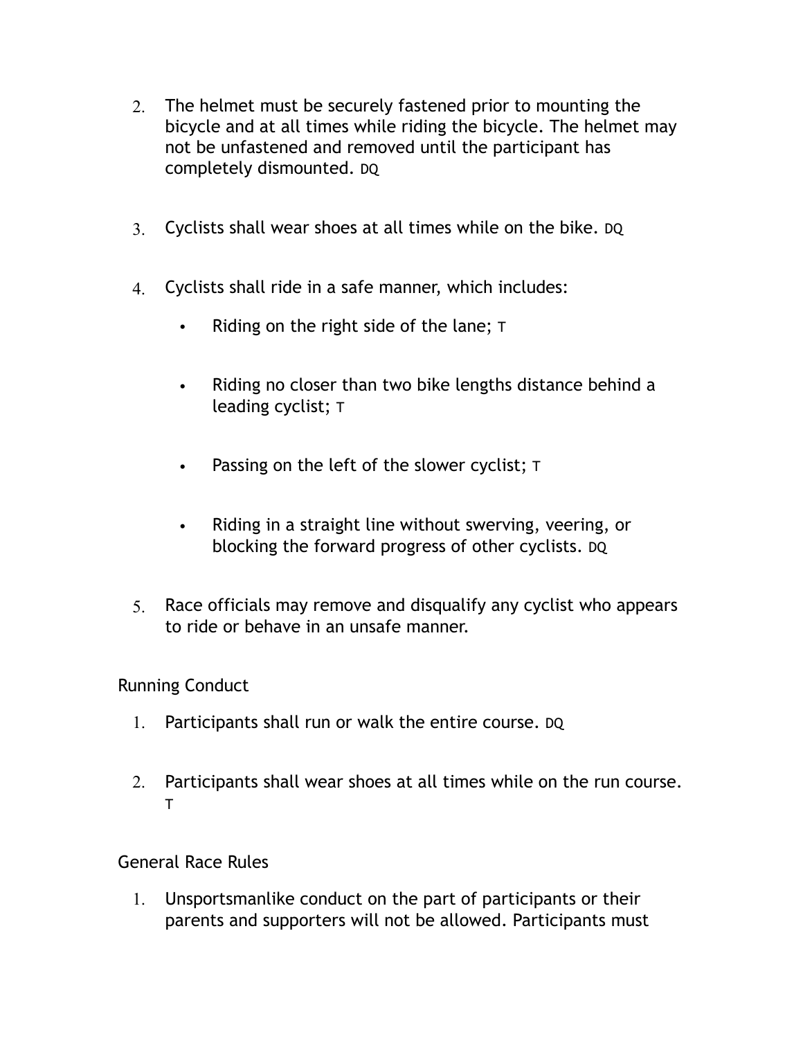2. The helmet must be securely fastened prior to mounting the bicycle and at all times while riding the bicycle. The helmet may not be unfastened and removed until the participant has completely dismounted. DQ

3. Cyclists shall wear shoes at all times while on the bike. DQ

4. Cyclists shall ride in a safe manner, which includes:

   - Riding on the right side of the lane; T

   - Riding no closer than two bike lengths distance behind a leading cyclist; T

   - Passing on the left of the slower cyclist; T

   - Riding in a straight line without swerving, veering, or blocking the forward progress of other cyclists. DQ

5. Race officials may remove and disqualify any cyclist who appears to ride or behave in an unsafe manner.

Running Conduct

1. Participants shall run or walk the entire course. DQ

2. Participants shall wear shoes at all times while on the run course. T

General Race Rules

1. Unsportsmanlike conduct on the part of participants or their parents and supporters will not be allowed. Participants must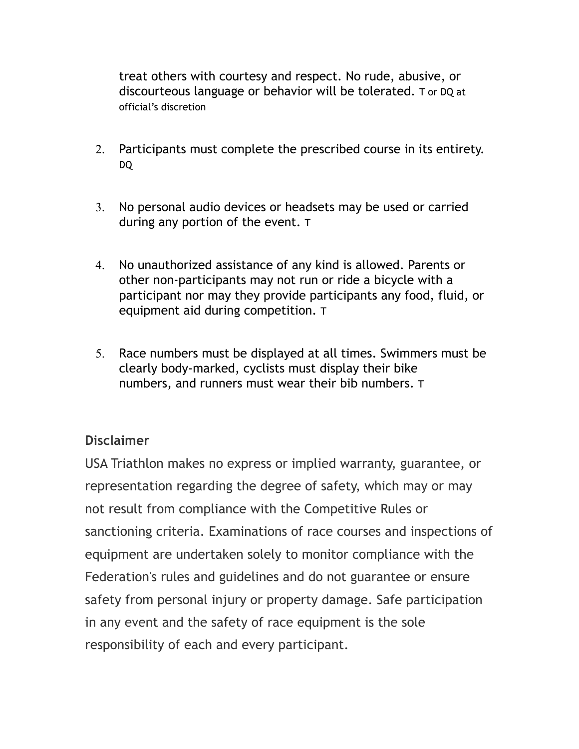treat others with courtesy and respect. No rude, abusive, or discourteous language or behavior will be tolerated. T or DQ at official's discretion

2. Participants must complete the prescribed course in its entirety. DQ

3. No personal audio devices or headsets may be used or carried during any portion of the event. T

4. No unauthorized assistance of any kind is allowed. Parents or other non-participants may not run or ride a bicycle with a participant nor may they provide participants any food, fluid, or equipment aid during competition. T

5. Race numbers must be displayed at all times. Swimmers must be clearly body-marked, cyclists must display their bike numbers, and runners must wear their bib numbers. T

**Disclaimer**

USA Triathlon makes no express or implied warranty, guarantee, or representation regarding the degree of safety, which may or may not result from compliance with the Competitive Rules or sanctioning criteria. Examinations of race courses and inspections of equipment are undertaken solely to monitor compliance with the Federation's rules and guidelines and do not guarantee or ensure safety from personal injury or property damage. Safe participation in any event and the safety of race equipment is the sole responsibility of each and every participant.